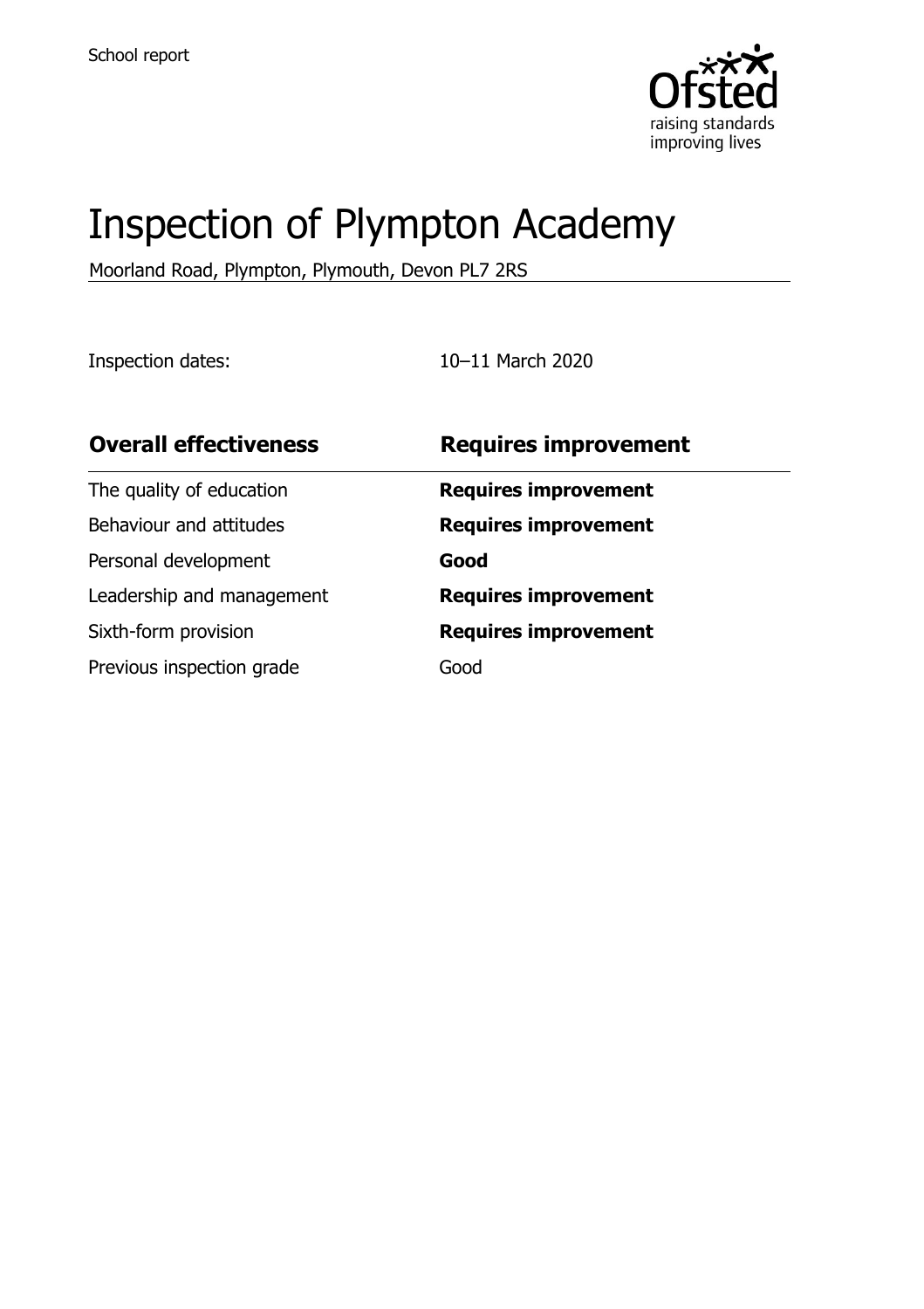School report

# Inspection of Plympton Academy

Moorland Road, Plympton, Plymouth, Devon PL7 2RS

Inspection dates: 10–11 March 2020

| **Overall effectiveness** | **Requires improvement** |
| --- | --- |
| The quality of education | **Requires improvement** |
| Behaviour and attitudes | **Requires improvement** |
| Personal development | **Good** |
| Leadership and management | **Requires improvement** |
| Sixth-form provision | **Requires improvement** |
| Previous inspection grade | Good |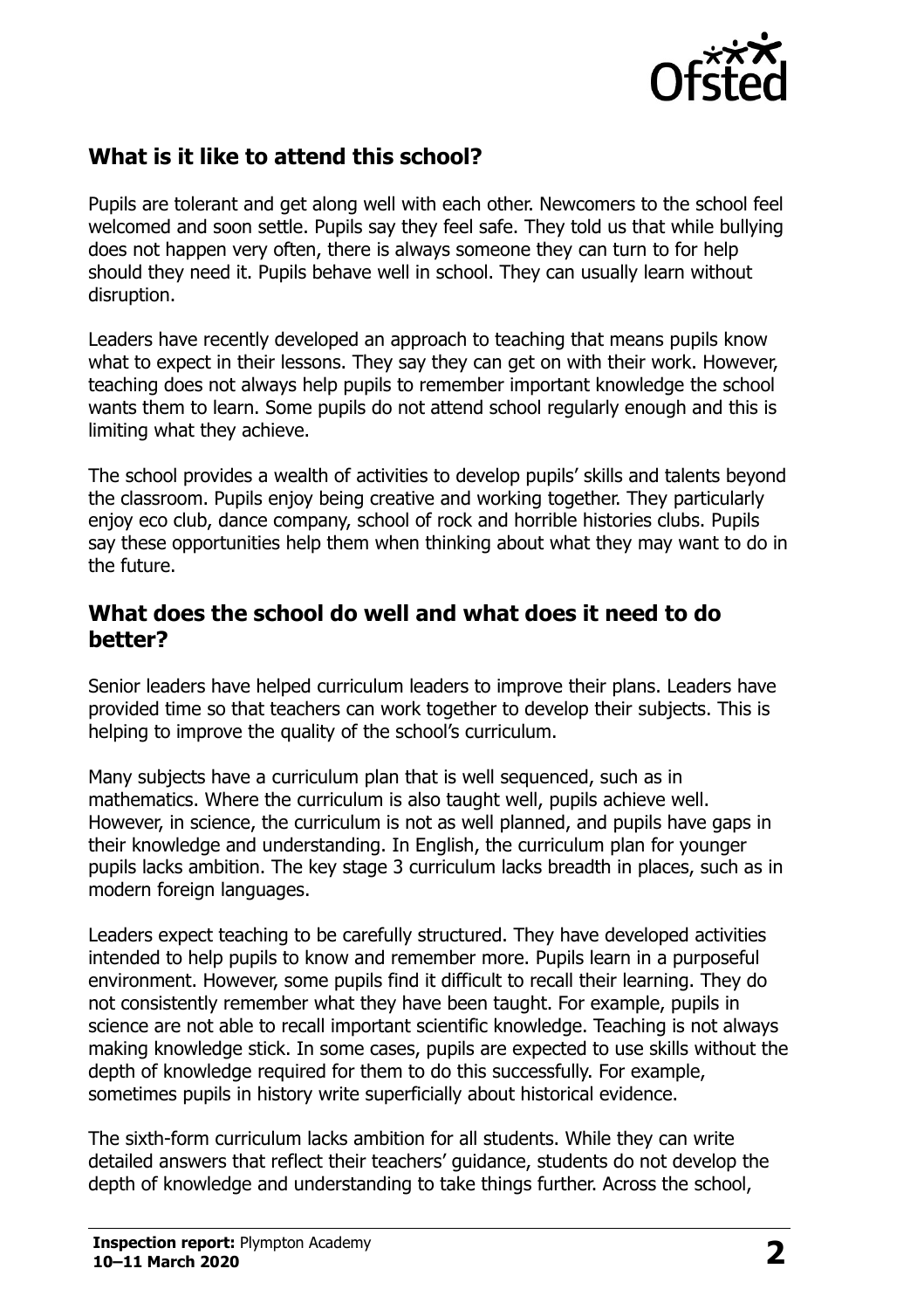## What is it like to attend this school?

Pupils are tolerant and get along well with each other. Newcomers to the school feel welcomed and soon settle. Pupils say they feel safe. They told us that while bullying does not happen very often, there is always someone they can turn to for help should they need it. Pupils behave well in school. They can usually learn without disruption.

Leaders have recently developed an approach to teaching that means pupils know what to expect in their lessons. They say they can get on with their work. However, teaching does not always help pupils to remember important knowledge the school wants them to learn. Some pupils do not attend school regularly enough and this is limiting what they achieve.

The school provides a wealth of activities to develop pupils' skills and talents beyond the classroom. Pupils enjoy being creative and working together. They particularly enjoy eco club, dance company, school of rock and horrible histories clubs. Pupils say these opportunities help them when thinking about what they may want to do in the future.

## What does the school do well and what does it need to do better?

Senior leaders have helped curriculum leaders to improve their plans. Leaders have provided time so that teachers can work together to develop their subjects. This is helping to improve the quality of the school's curriculum.

Many subjects have a curriculum plan that is well sequenced, such as in mathematics. Where the curriculum is also taught well, pupils achieve well. However, in science, the curriculum is not as well planned, and pupils have gaps in their knowledge and understanding. In English, the curriculum plan for younger pupils lacks ambition. The key stage 3 curriculum lacks breadth in places, such as in modern foreign languages.

Leaders expect teaching to be carefully structured. They have developed activities intended to help pupils to know and remember more. Pupils learn in a purposeful environment. However, some pupils find it difficult to recall their learning. They do not consistently remember what they have been taught. For example, pupils in science are not able to recall important scientific knowledge. Teaching is not always making knowledge stick. In some cases, pupils are expected to use skills without the depth of knowledge required for them to do this successfully. For example, sometimes pupils in history write superficially about historical evidence.

The sixth-form curriculum lacks ambition for all students. While they can write detailed answers that reflect their teachers' guidance, students do not develop the depth of knowledge and understanding to take things further. Across the school,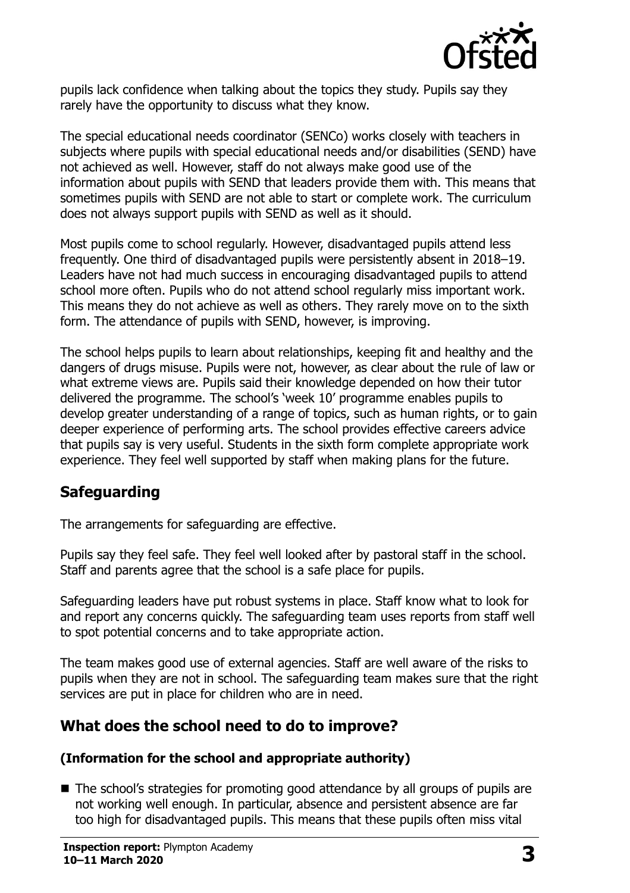pupils lack confidence when talking about the topics they study. Pupils say they rarely have the opportunity to discuss what they know.

The special educational needs coordinator (SENCo) works closely with teachers in subjects where pupils with special educational needs and/or disabilities (SEND) have not achieved as well. However, staff do not always make good use of the information about pupils with SEND that leaders provide them with. This means that sometimes pupils with SEND are not able to start or complete work. The curriculum does not always support pupils with SEND as well as it should.

Most pupils come to school regularly. However, disadvantaged pupils attend less frequently. One third of disadvantaged pupils were persistently absent in 2018–19. Leaders have not had much success in encouraging disadvantaged pupils to attend school more often. Pupils who do not attend school regularly miss important work. This means they do not achieve as well as others. They rarely move on to the sixth form. The attendance of pupils with SEND, however, is improving.

The school helps pupils to learn about relationships, keeping fit and healthy and the dangers of drugs misuse. Pupils were not, however, as clear about the rule of law or what extreme views are. Pupils said their knowledge depended on how their tutor delivered the programme. The school's 'week 10' programme enables pupils to develop greater understanding of a range of topics, such as human rights, or to gain deeper experience of performing arts. The school provides effective careers advice that pupils say is very useful. Students in the sixth form complete appropriate work experience. They feel well supported by staff when making plans for the future.

## Safeguarding

The arrangements for safeguarding are effective.

Pupils say they feel safe. They feel well looked after by pastoral staff in the school. Staff and parents agree that the school is a safe place for pupils.

Safeguarding leaders have put robust systems in place. Staff know what to look for and report any concerns quickly. The safeguarding team uses reports from staff well to spot potential concerns and to take appropriate action.

The team makes good use of external agencies. Staff are well aware of the risks to pupils when they are not in school. The safeguarding team makes sure that the right services are put in place for children who are in need.

## What does the school need to do to improve?

**(Information for the school and appropriate authority)**

- The school's strategies for promoting good attendance by all groups of pupils are not working well enough. In particular, absence and persistent absence are far too high for disadvantaged pupils. This means that these pupils often miss vital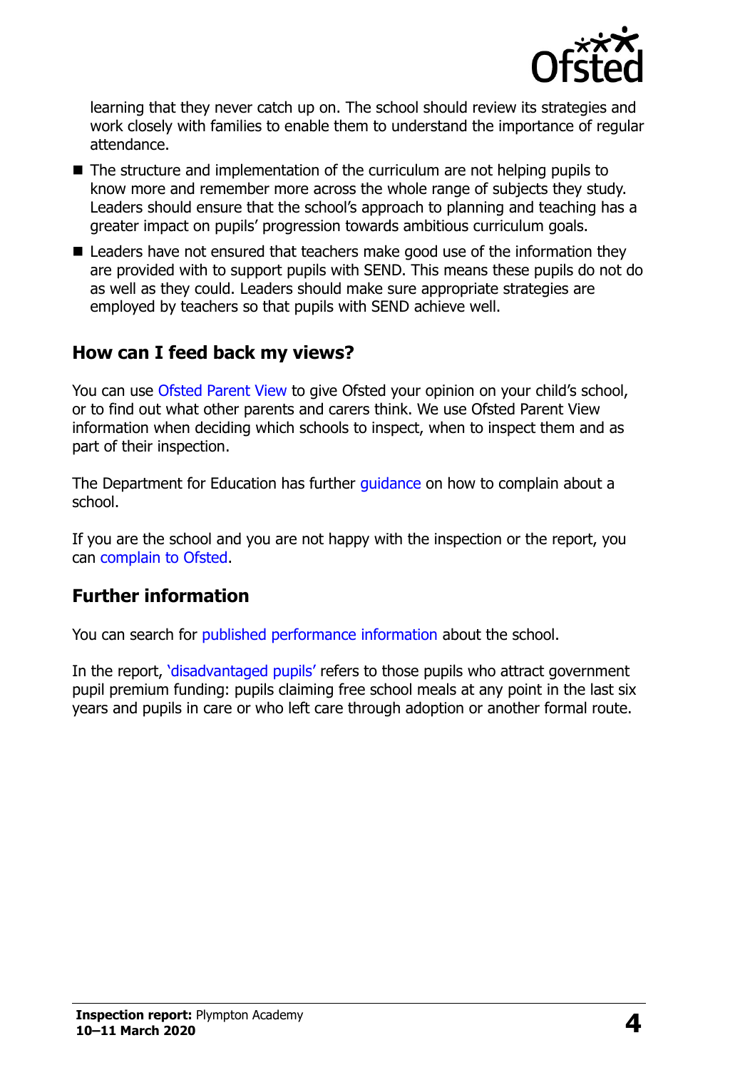learning that they never catch up on. The school should review its strategies and work closely with families to enable them to understand the importance of regular attendance.

- The structure and implementation of the curriculum are not helping pupils to know more and remember more across the whole range of subjects they study. Leaders should ensure that the school's approach to planning and teaching has a greater impact on pupils' progression towards ambitious curriculum goals.
- Leaders have not ensured that teachers make good use of the information they are provided with to support pupils with SEND. This means these pupils do not do as well as they could. Leaders should make sure appropriate strategies are employed by teachers so that pupils with SEND achieve well.

## How can I feed back my views?

You can use Ofsted Parent View to give Ofsted your opinion on your child's school, or to find out what other parents and carers think. We use Ofsted Parent View information when deciding which schools to inspect, when to inspect them and as part of their inspection.

The Department for Education has further guidance on how to complain about a school.

If you are the school and you are not happy with the inspection or the report, you can complain to Ofsted.

## Further information

You can search for published performance information about the school.

In the report, 'disadvantaged pupils' refers to those pupils who attract government pupil premium funding: pupils claiming free school meals at any point in the last six years and pupils in care or who left care through adoption or another formal route.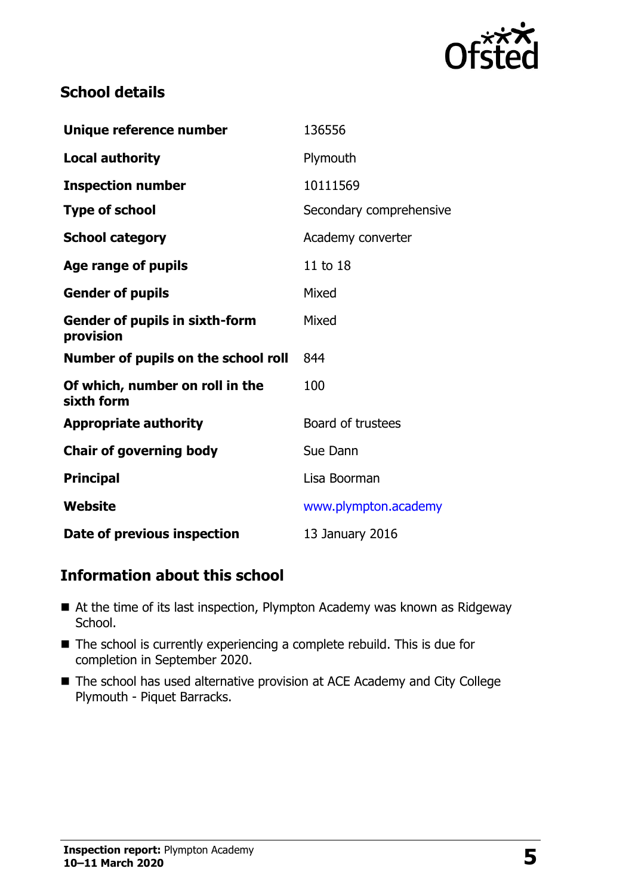## School details

| | |
|---|---|
| **Unique reference number** | 136556 |
| **Local authority** | Plymouth |
| **Inspection number** | 10111569 |
| **Type of school** | Secondary comprehensive |
| **School category** | Academy converter |
| **Age range of pupils** | 11 to 18 |
| **Gender of pupils** | Mixed |
| **Gender of pupils in sixth-form provision** | Mixed |
| **Number of pupils on the school roll** | 844 |
| **Of which, number on roll in the sixth form** | 100 |
| **Appropriate authority** | Board of trustees |
| **Chair of governing body** | Sue Dann |
| **Principal** | Lisa Boorman |
| **Website** | www.plympton.academy |
| **Date of previous inspection** | 13 January 2016 |

## Information about this school

- At the time of its last inspection, Plympton Academy was known as Ridgeway School.
- The school is currently experiencing a complete rebuild. This is due for completion in September 2020.
- The school has used alternative provision at ACE Academy and City College Plymouth - Piquet Barracks.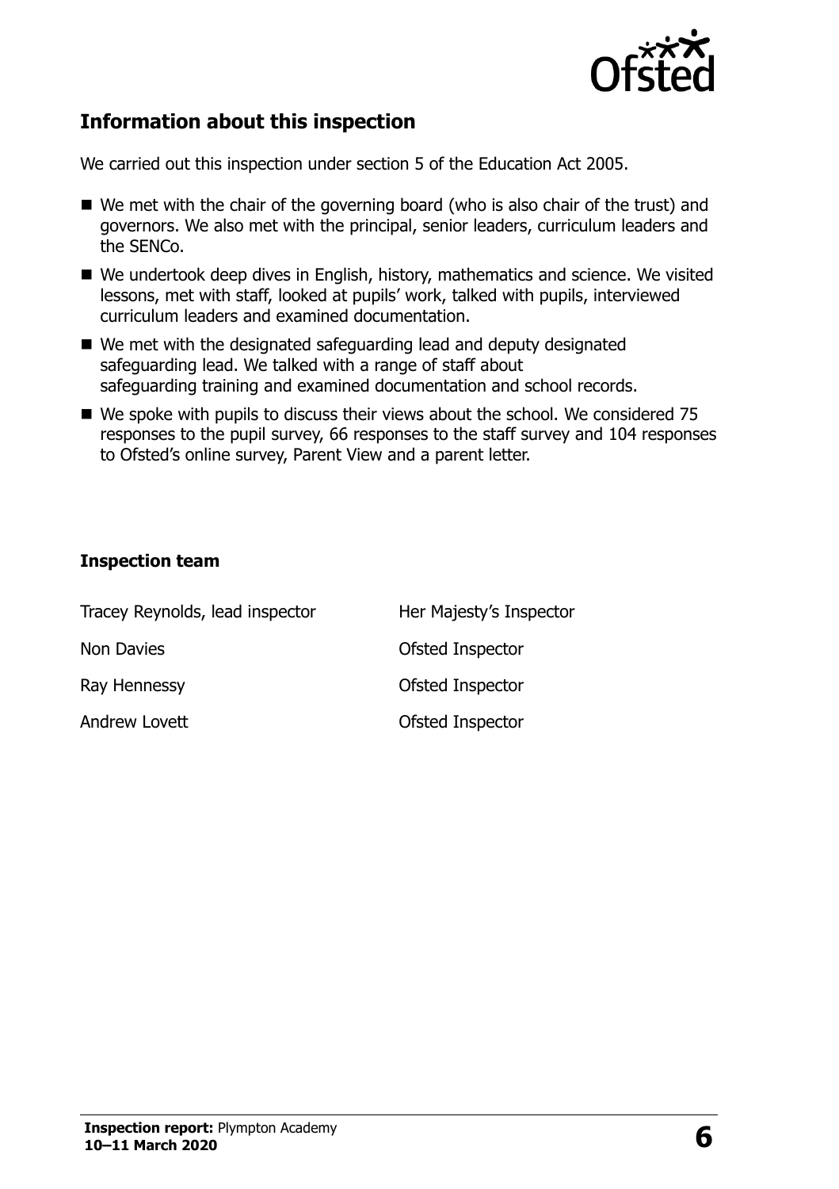## Information about this inspection

We carried out this inspection under section 5 of the Education Act 2005.

- We met with the chair of the governing board (who is also chair of the trust) and governors. We also met with the principal, senior leaders, curriculum leaders and the SENCo.
- We undertook deep dives in English, history, mathematics and science. We visited lessons, met with staff, looked at pupils' work, talked with pupils, interviewed curriculum leaders and examined documentation.
- We met with the designated safeguarding lead and deputy designated safeguarding lead. We talked with a range of staff about safeguarding training and examined documentation and school records.
- We spoke with pupils to discuss their views about the school. We considered 75 responses to the pupil survey, 66 responses to the staff survey and 104 responses to Ofsted's online survey, Parent View and a parent letter.

### Inspection team

| | |
|---|---|
| Tracey Reynolds, lead inspector | Her Majesty's Inspector |
| Non Davies | Ofsted Inspector |
| Ray Hennessy | Ofsted Inspector |
| Andrew Lovett | Ofsted Inspector |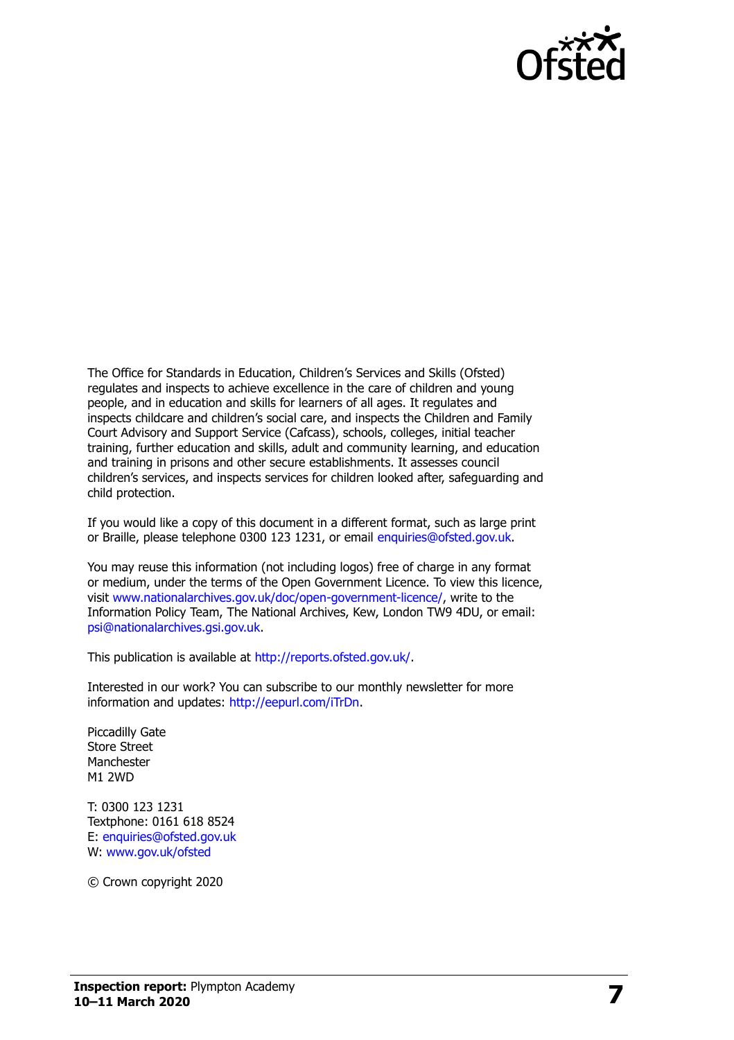The Office for Standards in Education, Children's Services and Skills (Ofsted) regulates and inspects to achieve excellence in the care of children and young people, and in education and skills for learners of all ages. It regulates and inspects childcare and children's social care, and inspects the Children and Family Court Advisory and Support Service (Cafcass), schools, colleges, initial teacher training, further education and skills, adult and community learning, and education and training in prisons and other secure establishments. It assesses council children's services, and inspects services for children looked after, safeguarding and child protection.

If you would like a copy of this document in a different format, such as large print or Braille, please telephone 0300 123 1231, or email enquiries@ofsted.gov.uk.

You may reuse this information (not including logos) free of charge in any format or medium, under the terms of the Open Government Licence. To view this licence, visit www.nationalarchives.gov.uk/doc/open-government-licence/, write to the Information Policy Team, The National Archives, Kew, London TW9 4DU, or email: psi@nationalarchives.gsi.gov.uk.

This publication is available at http://reports.ofsted.gov.uk/.

Interested in our work? You can subscribe to our monthly newsletter for more information and updates: http://eepurl.com/iTrDn.

Piccadilly Gate
Store Street
Manchester
M1 2WD

T: 0300 123 1231
Textphone: 0161 618 8524
E: enquiries@ofsted.gov.uk
W: www.gov.uk/ofsted

© Crown copyright 2020